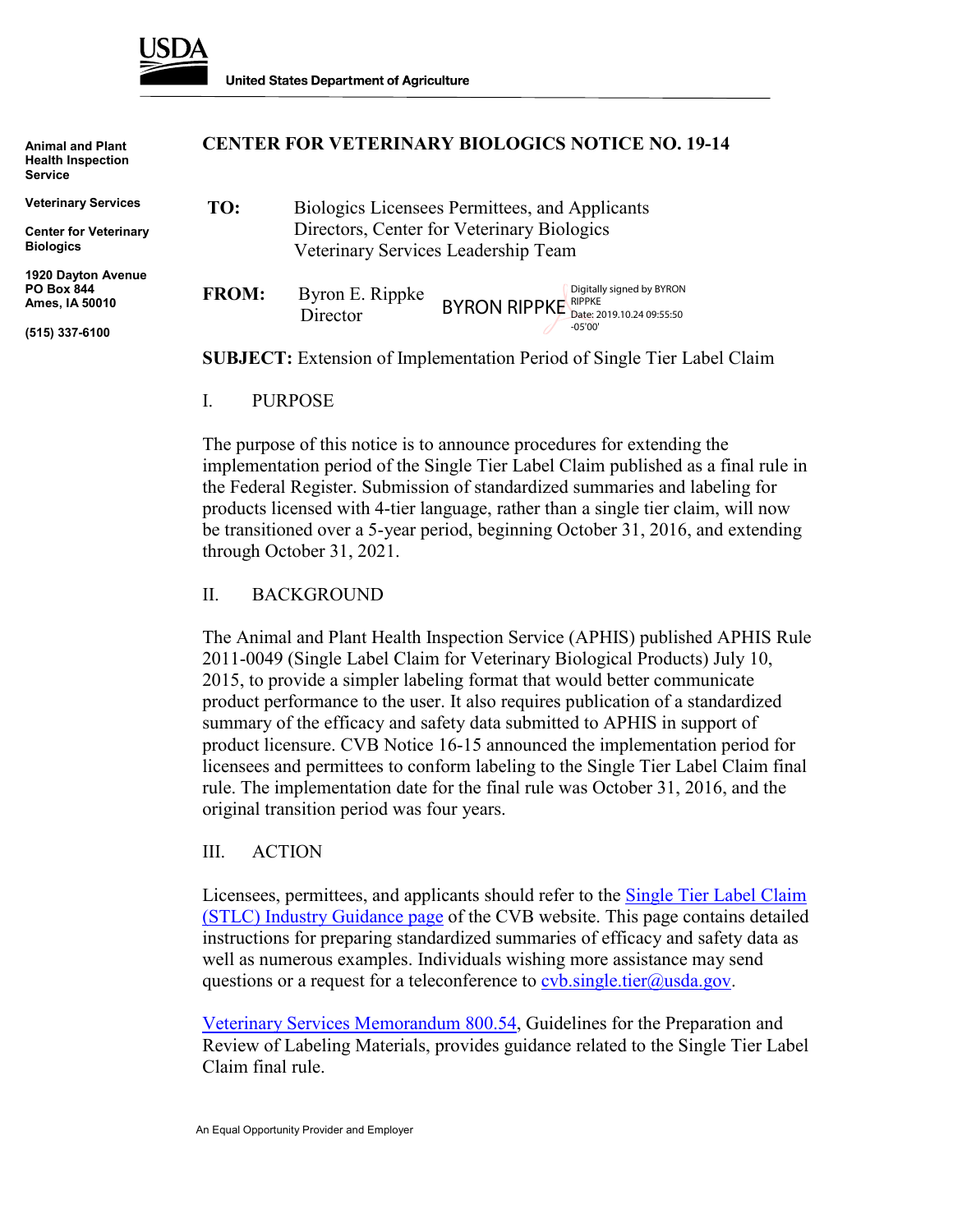USDA

United States Department of Agriculture

Animal and Plant Health Inspection Service

Veterinary Services

Center for Veterinary Biologics

1920 Dayton Avenue
PO Box 844
Ames, IA 50010

(515) 337-6100

# CENTER FOR VETERINARY BIOLOGICS NOTICE NO. 19-14

**TO:** Biologics Licensees Permittees, and Applicants
Directors, Center for Veterinary Biologics
Veterinary Services Leadership Team

**FROM:** Byron E. Rippke
Director

BYRON RIPPKE Digitally signed by BYRON RIPPKE Date: 2019.10.24 09:55:50 -05'00'

**SUBJECT:** Extension of Implementation Period of Single Tier Label Claim

## I. PURPOSE

The purpose of this notice is to announce procedures for extending the implementation period of the Single Tier Label Claim published as a final rule in the Federal Register. Submission of standardized summaries and labeling for products licensed with 4-tier language, rather than a single tier claim, will now be transitioned over a 5-year period, beginning October 31, 2016, and extending through October 31, 2021.

## II. BACKGROUND

The Animal and Plant Health Inspection Service (APHIS) published APHIS Rule 2011-0049 (Single Label Claim for Veterinary Biological Products) July 10, 2015, to provide a simpler labeling format that would better communicate product performance to the user. It also requires publication of a standardized summary of the efficacy and safety data submitted to APHIS in support of product licensure. CVB Notice 16-15 announced the implementation period for licensees and permittees to conform labeling to the Single Tier Label Claim final rule. The implementation date for the final rule was October 31, 2016, and the original transition period was four years.

## III. ACTION

Licensees, permittees, and applicants should refer to the Single Tier Label Claim (STLC) Industry Guidance page of the CVB website. This page contains detailed instructions for preparing standardized summaries of efficacy and safety data as well as numerous examples. Individuals wishing more assistance may send questions or a request for a teleconference to cvb.single.tier@usda.gov.

Veterinary Services Memorandum 800.54, Guidelines for the Preparation and Review of Labeling Materials, provides guidance related to the Single Tier Label Claim final rule.

An Equal Opportunity Provider and Employer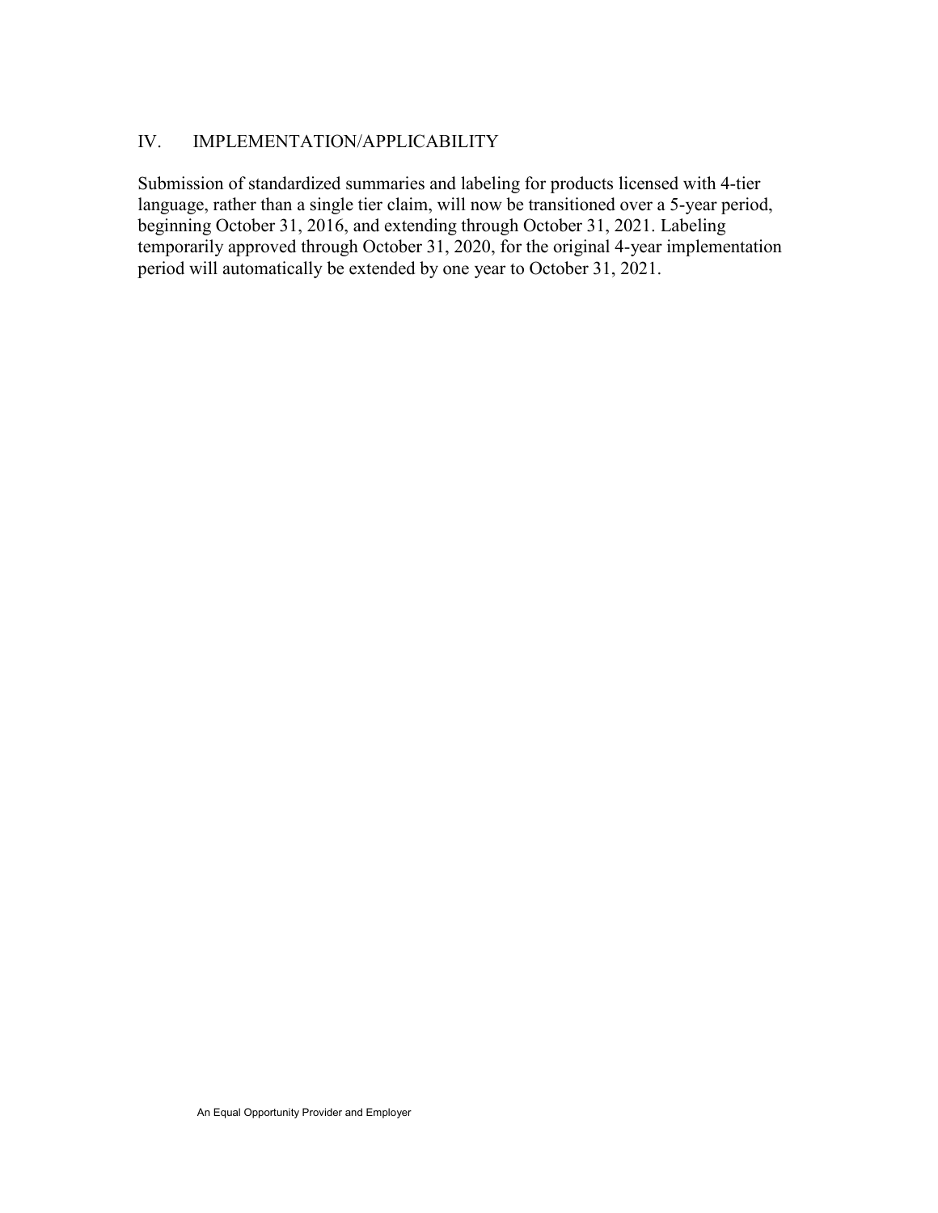## IV. IMPLEMENTATION/APPLICABILITY

Submission of standardized summaries and labeling for products licensed with 4-tier language, rather than a single tier claim, will now be transitioned over a 5-year period, beginning October 31, 2016, and extending through October 31, 2021. Labeling temporarily approved through October 31, 2020, for the original 4-year implementation period will automatically be extended by one year to October 31, 2021.